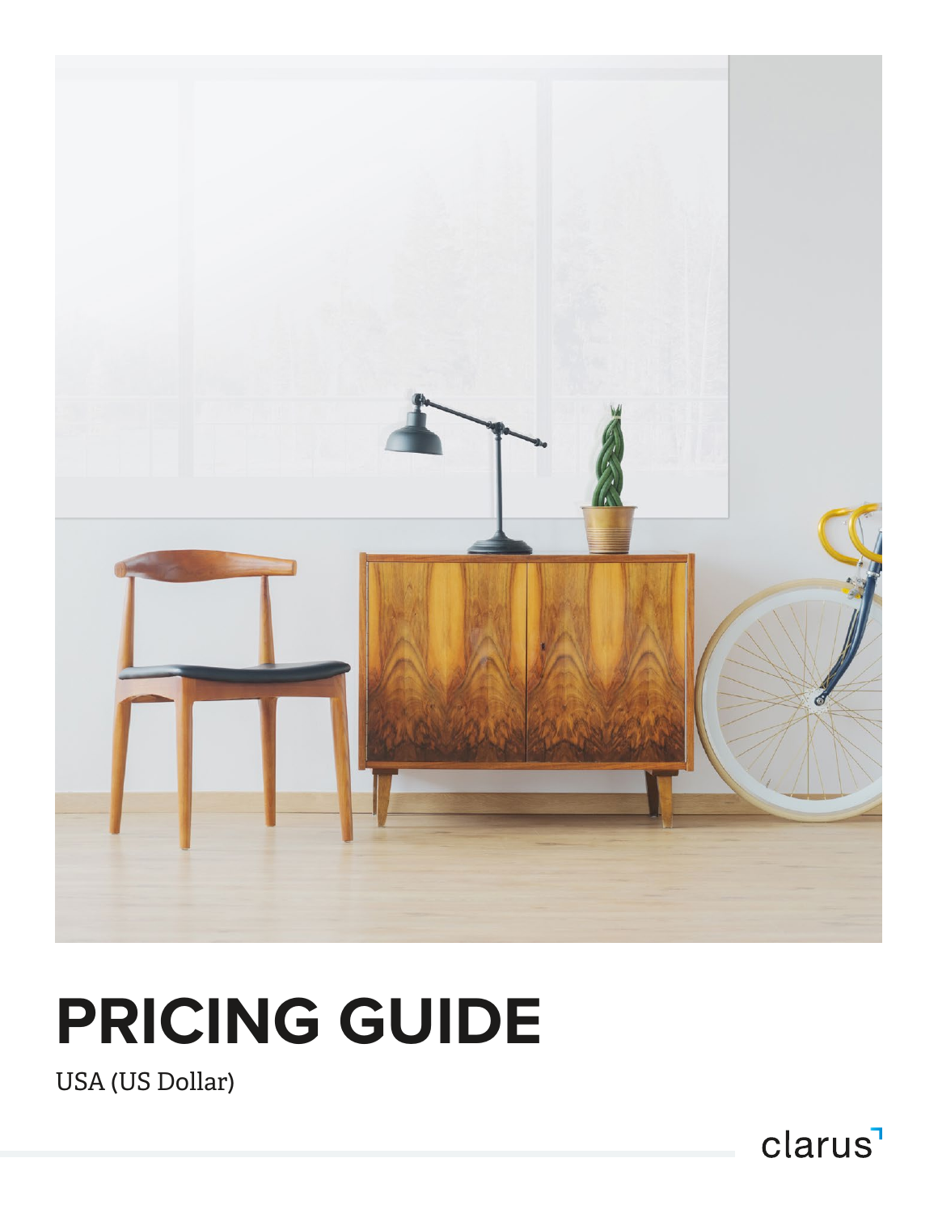# PRICING GUIDE

USA (US Dollar)

clarus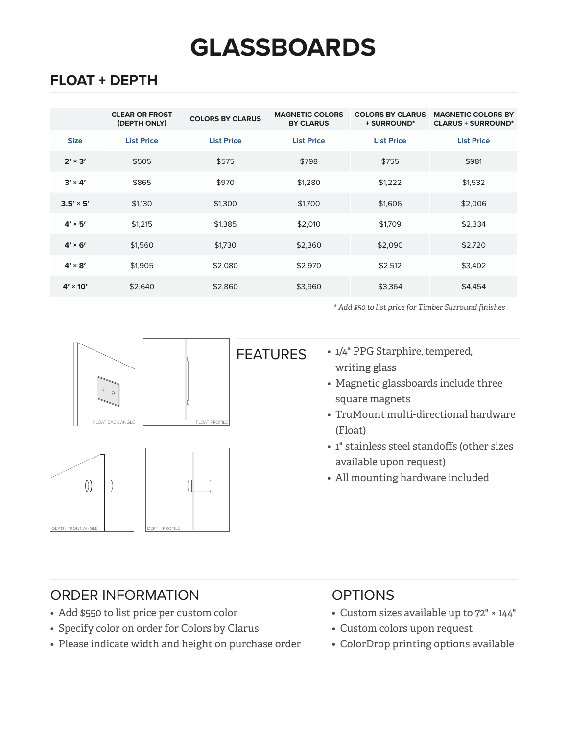# GLASSBOARDS

## FLOAT + DEPTH

| | CLEAR OR FROST (DEPTH ONLY) | COLORS BY CLARUS | MAGNETIC COLORS BY CLARUS | COLORS BY CLARUS + SURROUND* | MAGNETIC COLORS BY CLARUS + SURROUND* |
|---|---|---|---|---|---|
| **Size** | **List Price** | **List Price** | **List Price** | **List Price** | **List Price** |
| **2′ × 3′** | $505 | $575 | $798 | $755 | $981 |
| **3′ × 4′** | $865 | $970 | $1,280 | $1,222 | $1,532 |
| **3.5′ × 5′** | $1,130 | $1,300 | $1,700 | $1,606 | $2,006 |
| **4′ × 5′** | $1,215 | $1,385 | $2,010 | $1,709 | $2,334 |
| **4′ × 6′** | $1,560 | $1,730 | $2,360 | $2,090 | $2,720 |
| **4′ × 8′** | $1,905 | $2,080 | $2,970 | $2,512 | $3,402 |
| **4′ × 10′** | $2,640 | $2,860 | $3,960 | $3,364 | $4,454 |

*\* Add $50 to list price for Timber Surround finishes*

FLOAT BACK ANGLE

FLOAT PROFILE

DEPTH FRONT ANGLE

DEPTH PROFILE

## FEATURES

- 1/4" PPG Starphire, tempered, writing glass
- Magnetic glassboards include three square magnets
- TruMount multi-directional hardware (Float)
- 1" stainless steel standoffs (other sizes available upon request)
- All mounting hardware included

## ORDER INFORMATION

- Add $550 to list price per custom color
- Specify color on order for Colors by Clarus
- Please indicate width and height on purchase order

## OPTIONS

- Custom sizes available up to 72" × 144"
- Custom colors upon request
- ColorDrop printing options available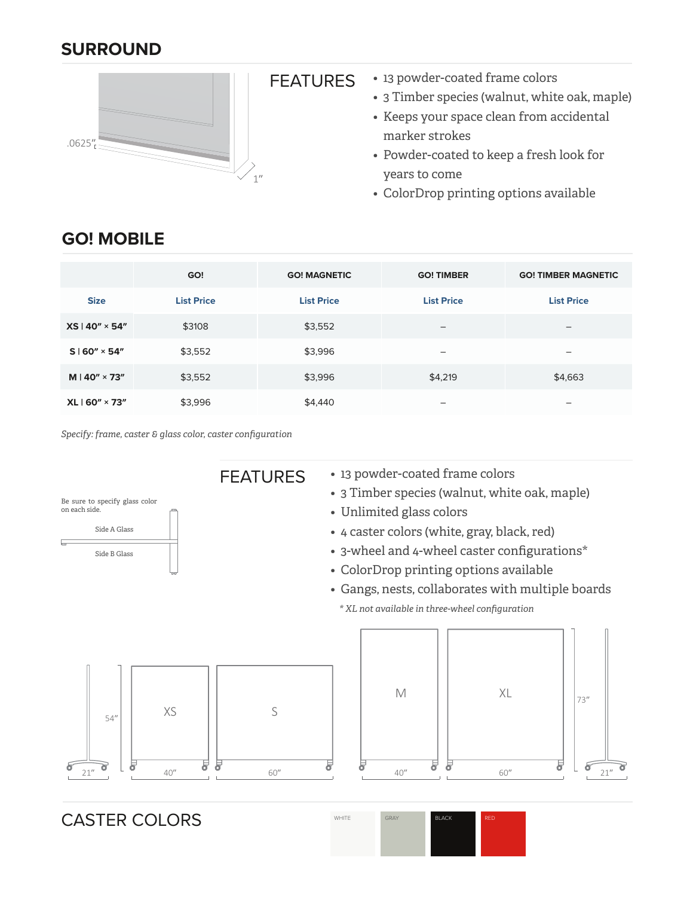## SURROUND

.0625″

1″

### FEATURES

- 13 powder-coated frame colors
- 3 Timber species (walnut, white oak, maple)
- Keeps your space clean from accidental marker strokes
- Powder-coated to keep a fresh look for years to come
- ColorDrop printing options available

## GO! MOBILE

| | GO! | GO! MAGNETIC | GO! TIMBER | GO! TIMBER MAGNETIC |
|---|---|---|---|---|
| **Size** | **List Price** | **List Price** | **List Price** | **List Price** |
| **XS \| 40″ × 54″** | $3108 | $3,552 | – | – |
| **S \| 60″ × 54″** | $3,552 | $3,996 | – | – |
| **M \| 40″ × 73″** | $3,552 | $3,996 | $4,219 | $4,663 |
| **XL \| 60″ × 73″** | $3,996 | $4,440 | – | – |

*Specify: frame, caster & glass color, caster configuration*

Be sure to specify glass color on each side.

Side A Glass

Side B Glass

### FEATURES

- 13 powder-coated frame colors
- 3 Timber species (walnut, white oak, maple)
- Unlimited glass colors
- 4 caster colors (white, gray, black, red)
- 3-wheel and 4-wheel caster configurations*
- ColorDrop printing options available
- Gangs, nests, collaborates with multiple boards

*\* XL not available in three-wheel configuration*

54″ 21″ XS 40″ S 60″ M 40″ XL 60″ 73″ 21″

## CASTER COLORS

WHITE GRAY BLACK RED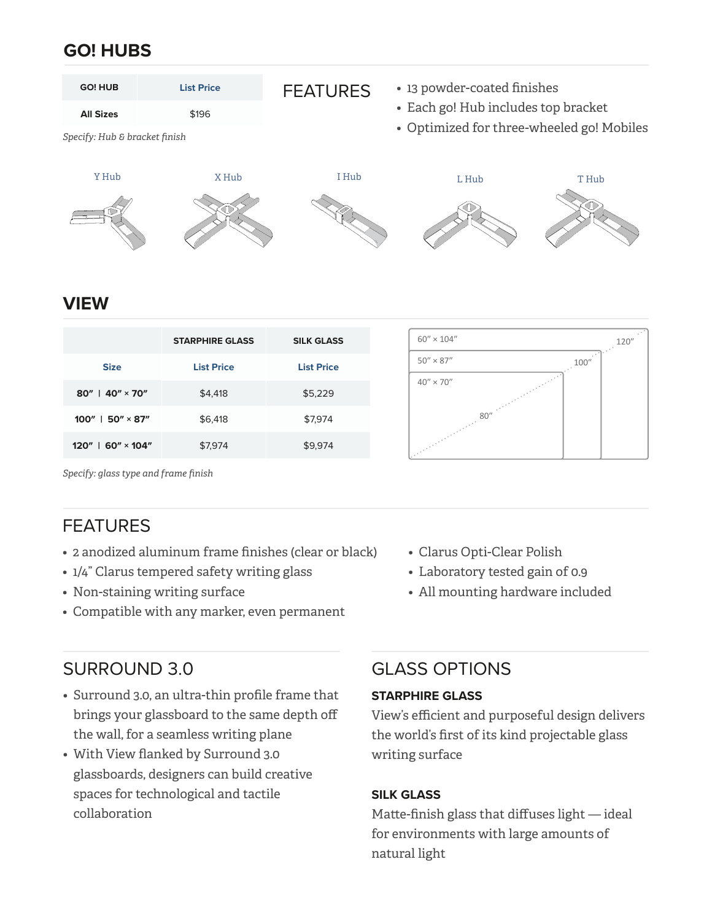## GO! HUBS

| GO! HUB | List Price |
| --- | --- |
| All Sizes | $196 |

*Specify: Hub & bracket finish*

### FEATURES

- 13 powder-coated finishes
- Each go! Hub includes top bracket
- Optimized for three-wheeled go! Mobiles

Y Hub

X Hub

I Hub

L Hub

T Hub

## VIEW

| | STARPHIRE GLASS | SILK GLASS |
| --- | --- | --- |
| Size | List Price | List Price |
| 80″ \| 40″ × 70″ | $4,418 | $5,229 |
| 100″ \| 50″ × 87″ | $6,418 | $7,974 |
| 120″ \| 60″ × 104″ | $7,974 | $9,974 |

*Specify: glass type and frame finish*

60″ × 104″ — 120″

50″ × 87″ — 100″

40″ × 70″ — 80″

### FEATURES

- 2 anodized aluminum frame finishes (clear or black)
- 1/4″ Clarus tempered safety writing glass
- Non-staining writing surface
- Compatible with any marker, even permanent
- Clarus Opti-Clear Polish
- Laboratory tested gain of 0.9
- All mounting hardware included

### SURROUND 3.0

- Surround 3.0, an ultra-thin profile frame that brings your glassboard to the same depth off the wall, for a seamless writing plane
- With View flanked by Surround 3.0 glassboards, designers can build creative spaces for technological and tactile collaboration

### GLASS OPTIONS

**STARPHIRE GLASS**

View's efficient and purposeful design delivers the world's first of its kind projectable glass writing surface

**SILK GLASS**

Matte-finish glass that diffuses light — ideal for environments with large amounts of natural light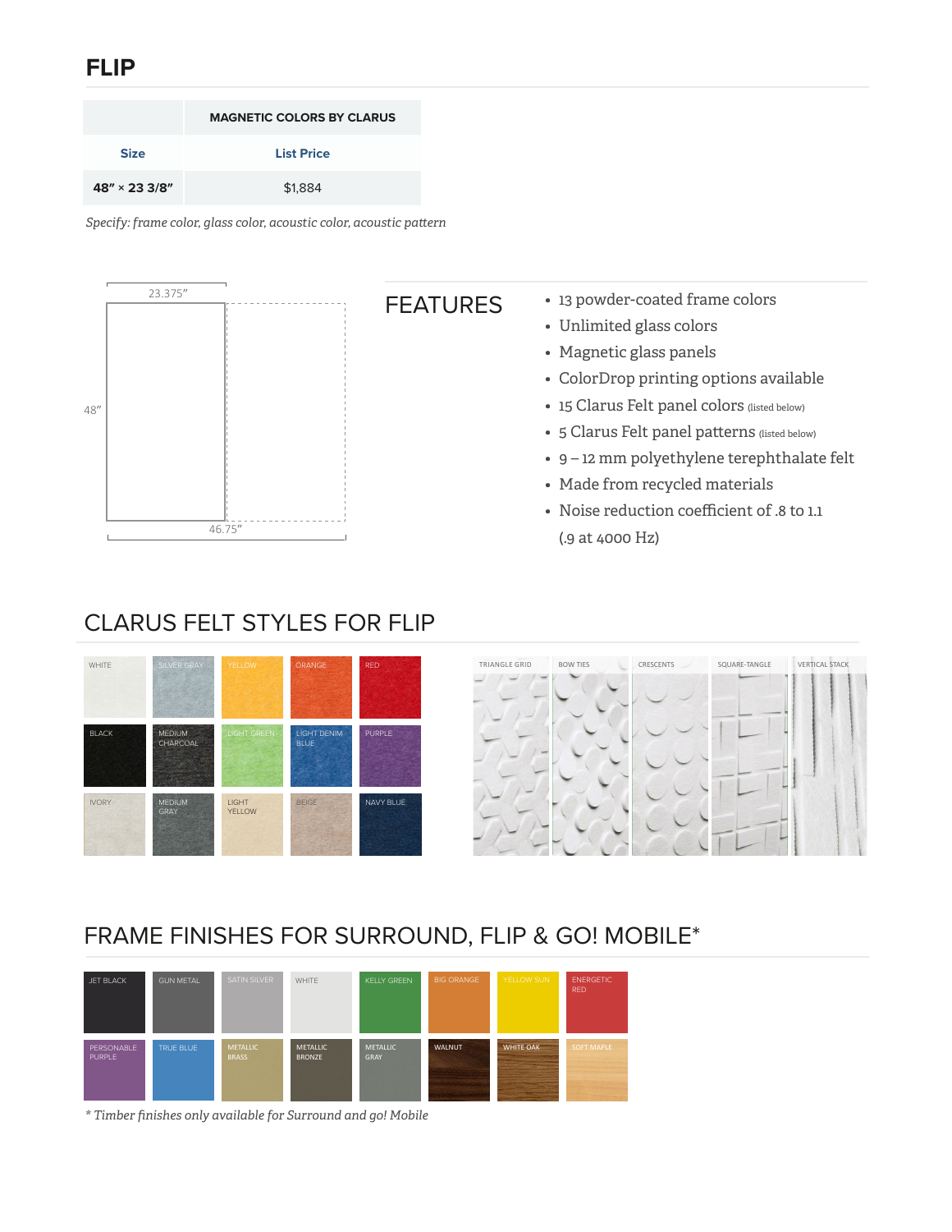# FLIP

| | MAGNETIC COLORS BY CLARUS |
|---|---|
| **Size** | **List Price** |
| **48″ × 23 3/8″** | $1,884 |

*Specify: frame color, glass color, acoustic color, acoustic pattern*

23.375″

48″

46.75″

## FEATURES

- 13 powder-coated frame colors
- Unlimited glass colors
- Magnetic glass panels
- ColorDrop printing options available
- 15 Clarus Felt panel colors (listed below)
- 5 Clarus Felt panel patterns (listed below)
- 9 – 12 mm polyethylene terephthalate felt
- Made from recycled materials
- Noise reduction coefficient of .8 to 1.1 (.9 at 4000 Hz)

## CLARUS FELT STYLES FOR FLIP

WHITE, SILVER GRAY, YELLOW, ORANGE, RED

BLACK, MEDIUM CHARCOAL, LIGHT GREEN, LIGHT DENIM BLUE, PURPLE

IVORY, MEDIUM GRAY, LIGHT YELLOW, BEIGE, NAVY BLUE

TRIANGLE GRID, BOW TIES, CRESCENTS, SQUARE-TANGLE, VERTICAL STACK

## FRAME FINISHES FOR SURROUND, FLIP & GO! MOBILE*

JET BLACK, GUN METAL, SATIN SILVER, WHITE, KELLY GREEN, BIG ORANGE, YELLOW SUN, ENERGETIC RED

PERSONABLE PURPLE, TRUE BLUE, METALLIC BRASS, METALLIC BRONZE, METALLIC GRAY, WALNUT, WHITE OAK, SOFT MAPLE

*\* Timber finishes only available for Surround and go! Mobile*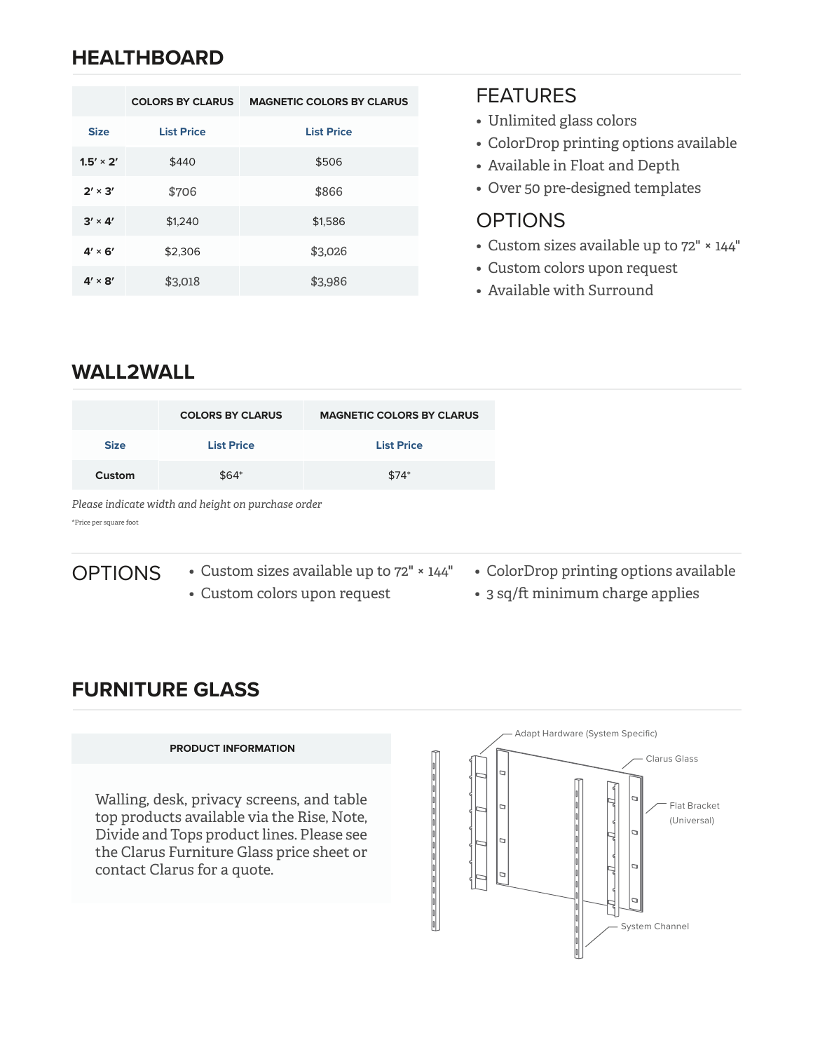## HEALTHBOARD

| | COLORS BY CLARUS | MAGNETIC COLORS BY CLARUS |
|---|---|---|
| **Size** | **List Price** | **List Price** |
| **1.5′ × 2′** | $440 | $506 |
| **2′ × 3′** | $706 | $866 |
| **3′ × 4′** | $1,240 | $1,586 |
| **4′ × 6′** | $2,306 | $3,026 |
| **4′ × 8′** | $3,018 | $3,986 |

### FEATURES

- Unlimited glass colors
- ColorDrop printing options available
- Available in Float and Depth
- Over 50 pre-designed templates

### OPTIONS

- Custom sizes available up to 72" × 144"
- Custom colors upon request
- Available with Surround

## WALL2WALL

| | COLORS BY CLARUS | MAGNETIC COLORS BY CLARUS |
|---|---|---|
| **Size** | **List Price** | **List Price** |
| **Custom** | $64* | $74* |

*Please indicate width and height on purchase order*

*Price per square foot

### OPTIONS

- Custom sizes available up to 72" × 144"
- Custom colors upon request
- ColorDrop printing options available
- 3 sq/ft minimum charge applies

## FURNITURE GLASS

**PRODUCT INFORMATION**

Walling, desk, privacy screens, and table top products available via the Rise, Note, Divide and Tops product lines. Please see the Clarus Furniture Glass price sheet or contact Clarus for a quote.

Adapt Hardware (System Specific)

Clarus Glass

Flat Bracket (Universal)

System Channel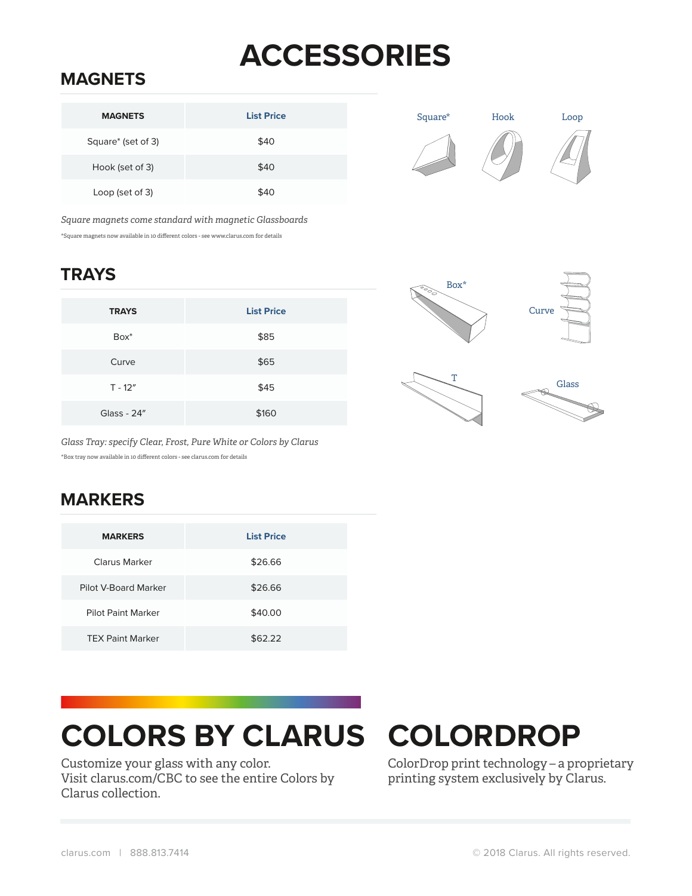# ACCESSORIES

## MAGNETS

| MAGNETS | List Price |
| --- | --- |
| Square* (set of 3) | $40 |
| Hook (set of 3) | $40 |
| Loop (set of 3) | $40 |

*Square magnets come standard with magnetic Glassboards*

*Square magnets now available in 10 different colors - see www.clarus.com for details

Square*

Hook

Loop

## TRAYS

| TRAYS | List Price |
| --- | --- |
| Box* | $85 |
| Curve | $65 |
| T - 12″ | $45 |
| Glass - 24″ | $160 |

*Glass Tray: specify Clear, Frost, Pure White or Colors by Clarus*

*Box tray now available in 10 different colors - see clarus.com for details

Box*

Curve

T

Glass

## MARKERS

| MARKERS | List Price |
| --- | --- |
| Clarus Marker | $26.66 |
| Pilot V-Board Marker | $26.66 |
| Pilot Paint Marker | $40.00 |
| TEX Paint Marker | $62.22 |

# COLORS BY CLARUS

Customize your glass with any color.
Visit clarus.com/CBC to see the entire Colors by Clarus collection.

# COLORDROP

ColorDrop print technology – a proprietary printing system exclusively by Clarus.

clarus.com | 888.813.7414

© 2018 Clarus. All rights reserved.